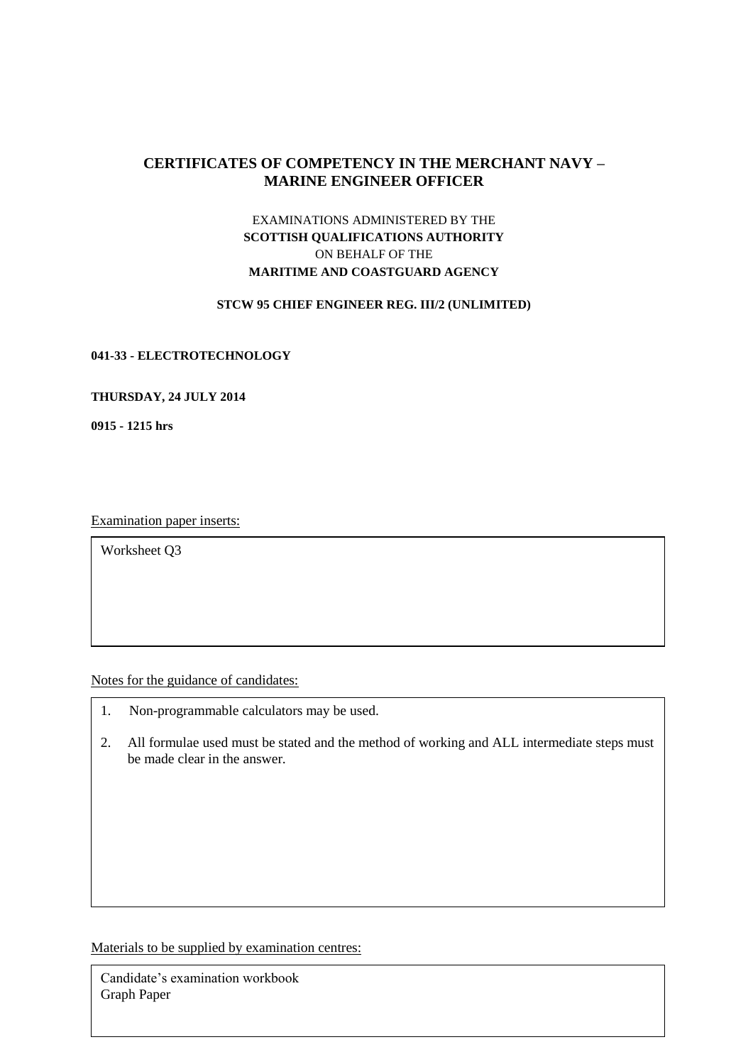# CERTIFICATES OF COMPETENCY IN THE MERCHANT NAVY – MARINE ENGINEER OFFICER

EXAMINATIONS ADMINISTERED BY THE
**SCOTTISH QUALIFICATIONS AUTHORITY**
ON BEHALF OF THE
**MARITIME AND COASTGUARD AGENCY**

**STCW 95 CHIEF ENGINEER REG. III/2 (UNLIMITED)**

**041-33 - ELECTROTECHNOLOGY**

**THURSDAY, 24 JULY 2014**

**0915 - 1215 hrs**

Examination paper inserts:

Worksheet Q3

Notes for the guidance of candidates:

1. Non-programmable calculators may be used.
2. All formulae used must be stated and the method of working and ALL intermediate steps must be made clear in the answer.

Materials to be supplied by examination centres:

Candidate's examination workbook
Graph Paper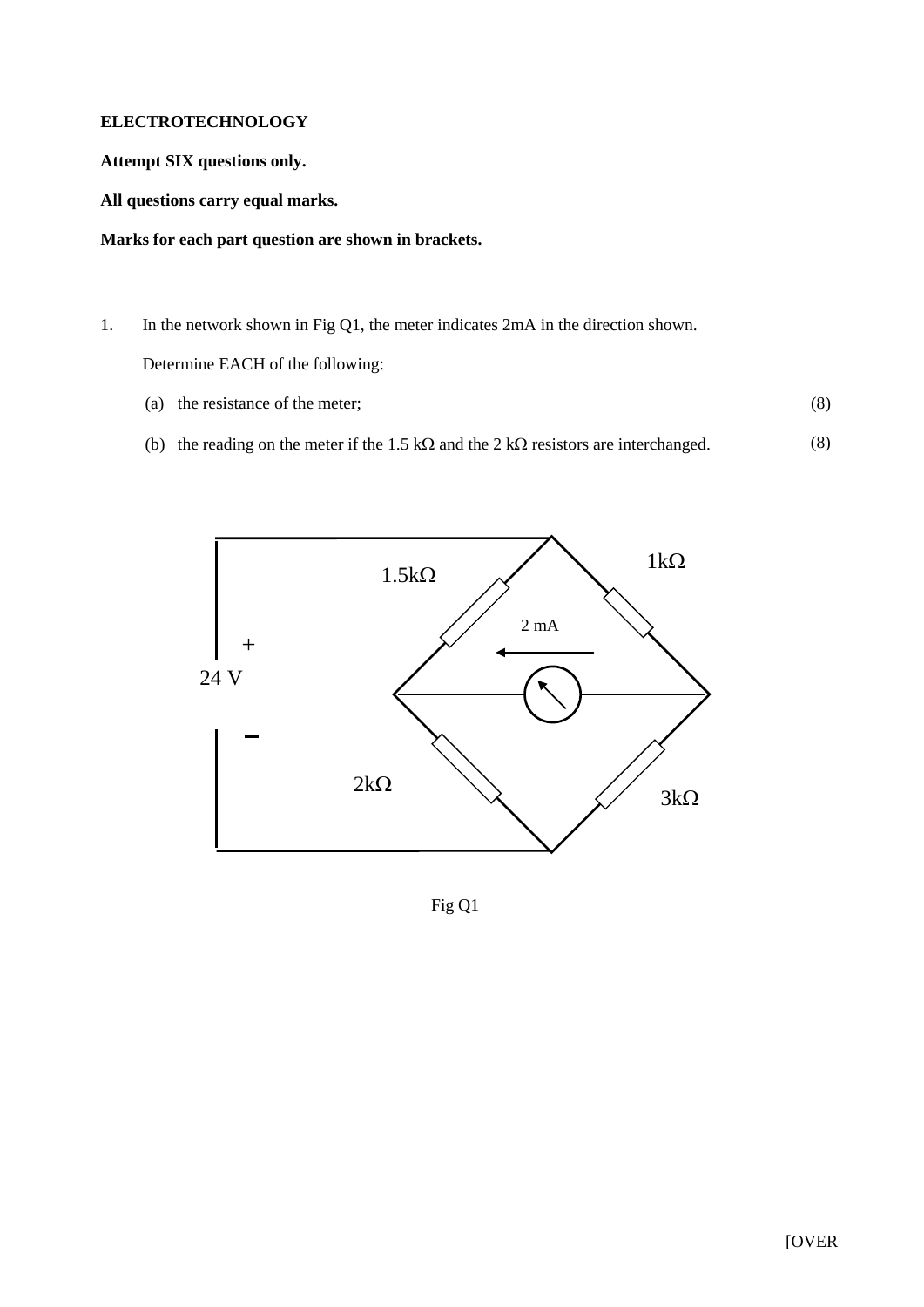**ELECTROTECHNOLOGY**

**Attempt SIX questions only.**

**All questions carry equal marks.**

**Marks for each part question are shown in brackets.**

1. In the network shown in Fig Q1, the meter indicates 2mA in the direction shown.

   Determine EACH of the following:

   (a) the resistance of the meter; (8)

   (b) the reading on the meter if the 1.5 kΩ and the 2 kΩ resistors are interchanged. (8)

1.5kΩ

1kΩ

2 mA

+

24 V

−

2kΩ

3kΩ

Fig Q1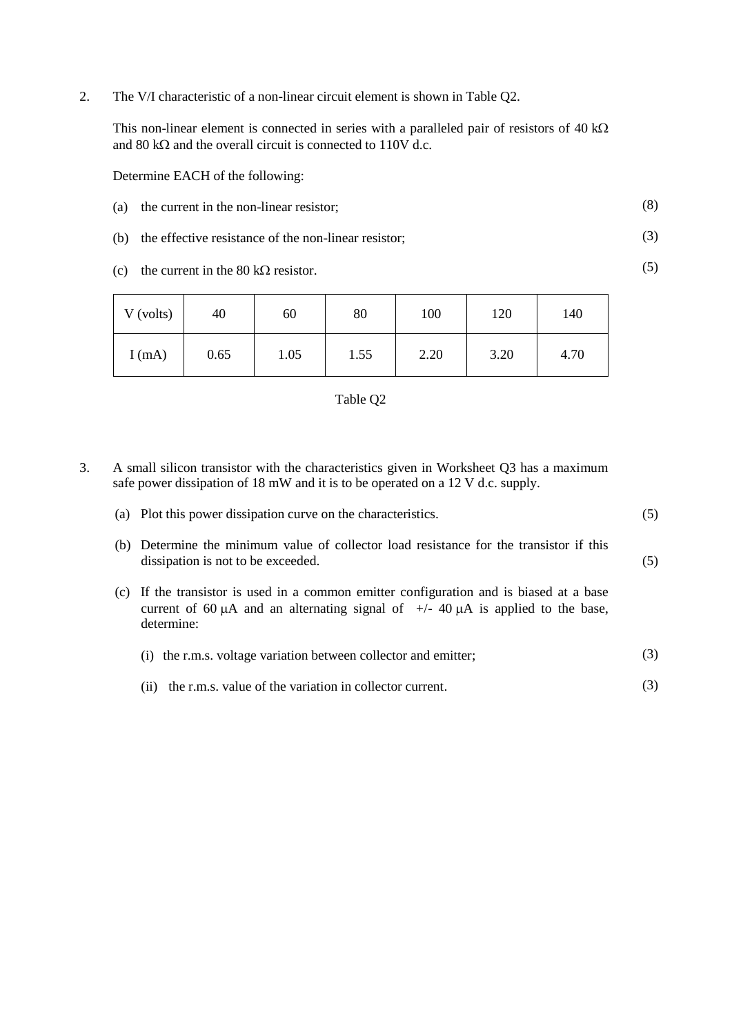2. The V/I characteristic of a non-linear circuit element is shown in Table Q2.

   This non-linear element is connected in series with a paralleled pair of resistors of 40 kΩ and 80 kΩ and the overall circuit is connected to 110V d.c.

   Determine EACH of the following:

   (a) the current in the non-linear resistor; (8)

   (b) the effective resistance of the non-linear resistor; (3)

   (c) the current in the 80 kΩ resistor. (5)

| V (volts) | 40 | 60 | 80 | 100 | 120 | 140 |
|---|---|---|---|---|---|---|
| I (mA) | 0.65 | 1.05 | 1.55 | 2.20 | 3.20 | 4.70 |

Table Q2

3. A small silicon transistor with the characteristics given in Worksheet Q3 has a maximum safe power dissipation of 18 mW and it is to be operated on a 12 V d.c. supply.

   (a) Plot this power dissipation curve on the characteristics. (5)

   (b) Determine the minimum value of collector load resistance for the transistor if this dissipation is not to be exceeded. (5)

   (c) If the transistor is used in a common emitter configuration and is biased at a base current of 60 μA and an alternating signal of +/- 40 μA is applied to the base, determine:

      (i) the r.m.s. voltage variation between collector and emitter; (3)

      (ii) the r.m.s. value of the variation in collector current. (3)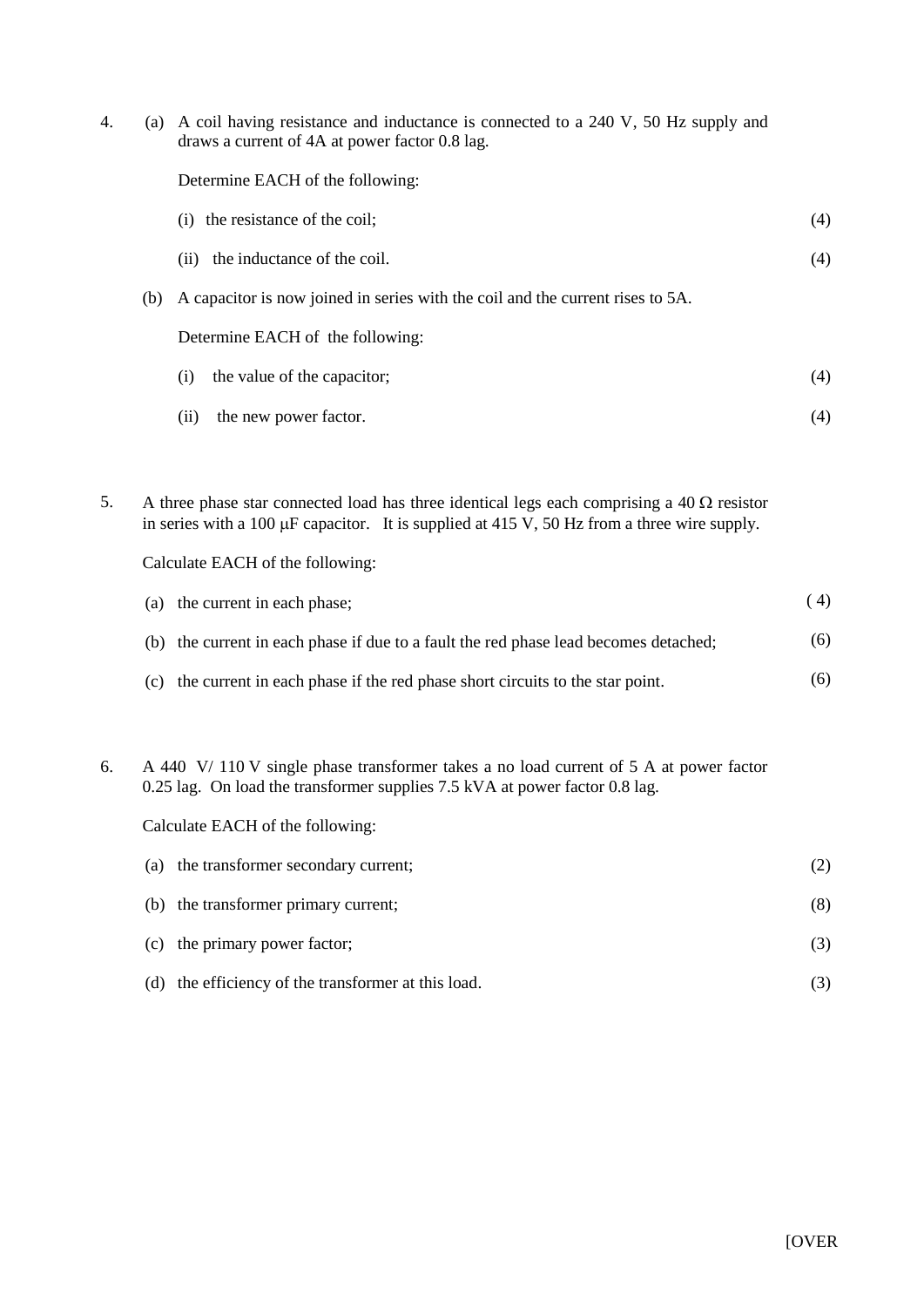4. (a) A coil having resistance and inductance is connected to a 240 V, 50 Hz supply and draws a current of 4A at power factor 0.8 lag.

   Determine EACH of the following:

   (i) the resistance of the coil; (4)

   (ii) the inductance of the coil. (4)

   (b) A capacitor is now joined in series with the coil and the current rises to 5A.

   Determine EACH of the following:

   (i) the value of the capacitor; (4)

   (ii) the new power factor. (4)

5. A three phase star connected load has three identical legs each comprising a 40 Ω resistor in series with a 100 μF capacitor. It is supplied at 415 V, 50 Hz from a three wire supply.

   Calculate EACH of the following:

   (a) the current in each phase; (4)

   (b) the current in each phase if due to a fault the red phase lead becomes detached; (6)

   (c) the current in each phase if the red phase short circuits to the star point. (6)

6. A 440 V/ 110 V single phase transformer takes a no load current of 5 A at power factor 0.25 lag. On load the transformer supplies 7.5 kVA at power factor 0.8 lag.

   Calculate EACH of the following:

   (a) the transformer secondary current; (2)

   (b) the transformer primary current; (8)

   (c) the primary power factor; (3)

   (d) the efficiency of the transformer at this load. (3)

[OVER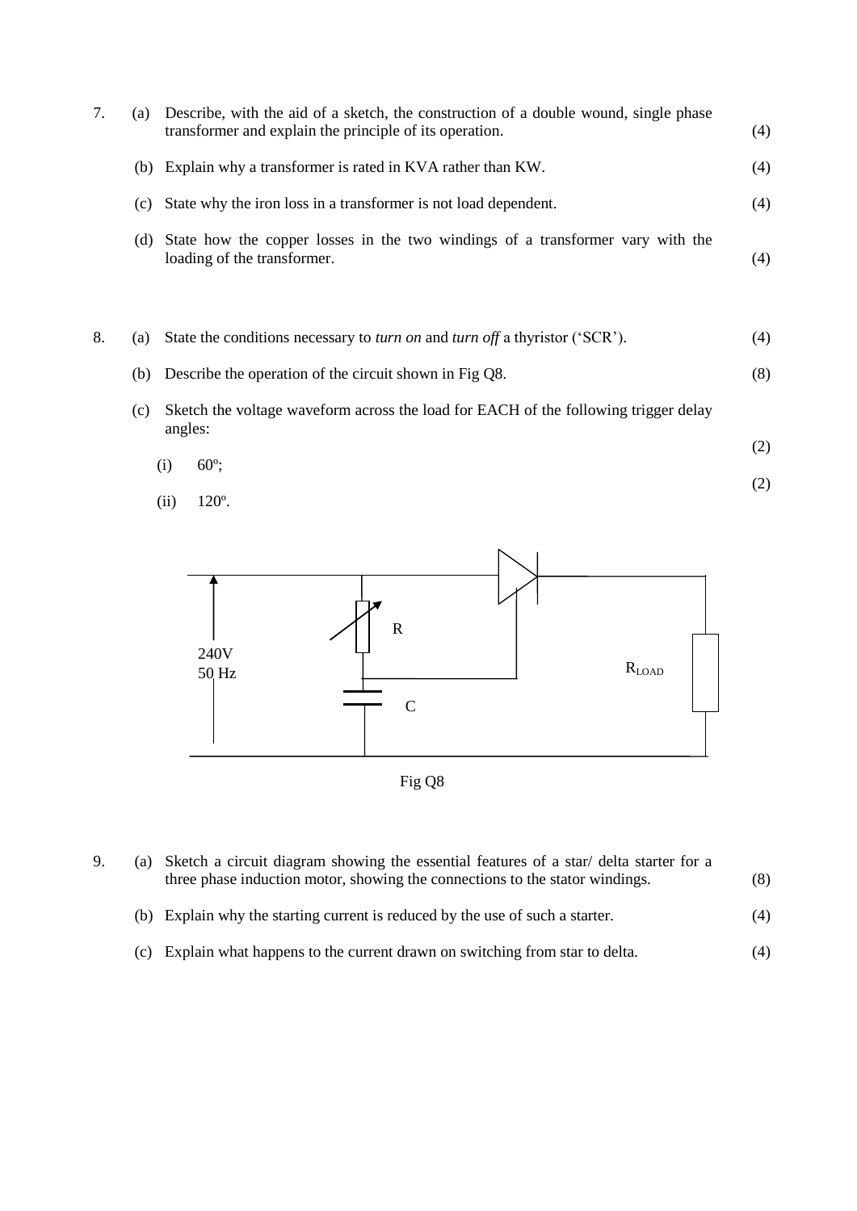7. (a) Describe, with the aid of a sketch, the construction of a double wound, single phase transformer and explain the principle of its operation. (4)

   (b) Explain why a transformer is rated in KVA rather than KW. (4)

   (c) State why the iron loss in a transformer is not load dependent. (4)

   (d) State how the copper losses in the two windings of a transformer vary with the loading of the transformer. (4)

8. (a) State the conditions necessary to *turn on* and *turn off* a thyristor ('SCR'). (4)

   (b) Describe the operation of the circuit shown in Fig Q8. (8)

   (c) Sketch the voltage waveform across the load for EACH of the following trigger delay angles:

      (i) 60º; (2)

      (ii) 120º. (2)

R

240V
50 Hz

$R_{LOAD}$

C

Fig Q8

9. (a) Sketch a circuit diagram showing the essential features of a star/ delta starter for a three phase induction motor, showing the connections to the stator windings. (8)

   (b) Explain why the starting current is reduced by the use of such a starter. (4)

   (c) Explain what happens to the current drawn on switching from star to delta. (4)